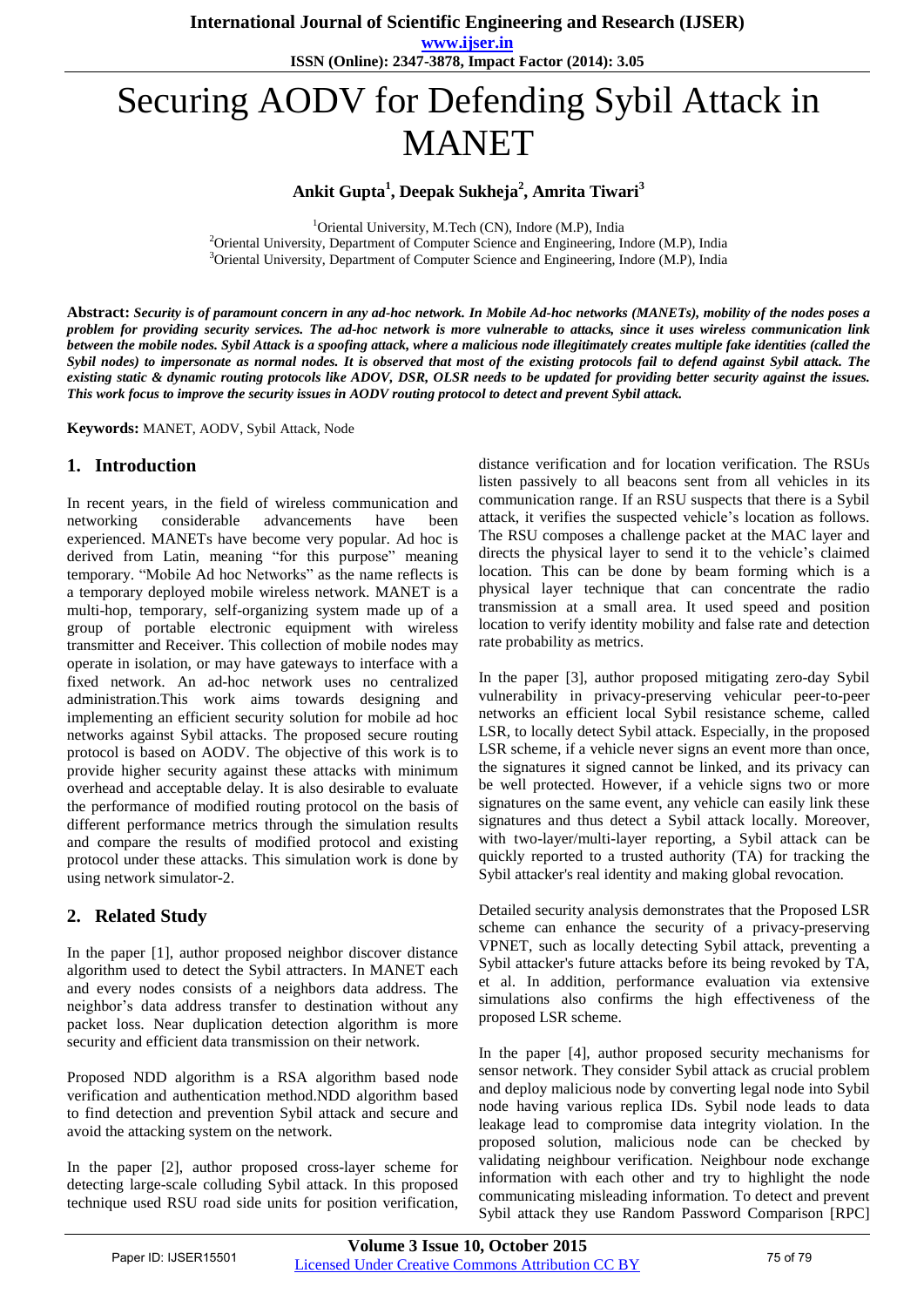# Securing AODV for Defending Sybil Attack in MANET

**Ankit Gupta[1], Deepak Sukheja[2], Amrita Tiwari[3]**

[1]Oriental University, M.Tech (CN), Indore (M.P), India
[2]Oriental University, Department of Computer Science and Engineering, Indore (M.P), India
[3]Oriental University, Department of Computer Science and Engineering, Indore (M.P), India

**Abstract:** ***Security is of paramount concern in any ad-hoc network. In Mobile Ad-hoc networks (MANETs), mobility of the nodes poses a problem for providing security services. The ad-hoc network is more vulnerable to attacks, since it uses wireless communication link between the mobile nodes. Sybil Attack is a spoofing attack, where a malicious node illegitimately creates multiple fake identities (called the Sybil nodes) to impersonate as normal nodes. It is observed that most of the existing protocols fail to defend against Sybil attack. The existing static & dynamic routing protocols like ADOV, DSR, OLSR needs to be updated for providing better security against the issues. This work focus to improve the security issues in AODV routing protocol to detect and prevent Sybil attack.***

**Keywords:** MANET, AODV, Sybil Attack, Node

## 1. Introduction

In recent years, in the field of wireless communication and networking considerable advancements have been experienced. MANETs have become very popular. Ad hoc is derived from Latin, meaning "for this purpose" meaning temporary. "Mobile Ad hoc Networks" as the name reflects is a temporary deployed mobile wireless network. MANET is a multi-hop, temporary, self-organizing system made up of a group of portable electronic equipment with wireless transmitter and Receiver. This collection of mobile nodes may operate in isolation, or may have gateways to interface with a fixed network. An ad-hoc network uses no centralized administration.This work aims towards designing and implementing an efficient security solution for mobile ad hoc networks against Sybil attacks. The proposed secure routing protocol is based on AODV. The objective of this work is to provide higher security against these attacks with minimum overhead and acceptable delay. It is also desirable to evaluate the performance of modified routing protocol on the basis of different performance metrics through the simulation results and compare the results of modified protocol and existing protocol under these attacks. This simulation work is done by using network simulator-2.

## 2. Related Study

In the paper [1], author proposed neighbor discover distance algorithm used to detect the Sybil attracters. In MANET each and every nodes consists of a neighbors data address. The neighbor's data address transfer to destination without any packet loss. Near duplication detection algorithm is more security and efficient data transmission on their network.

Proposed NDD algorithm is a RSA algorithm based node verification and authentication method.NDD algorithm based to find detection and prevention Sybil attack and secure and avoid the attacking system on the network.

In the paper [2], author proposed cross-layer scheme for detecting large-scale colluding Sybil attack. In this proposed technique used RSU road side units for position verification, distance verification and for location verification. The RSUs listen passively to all beacons sent from all vehicles in its communication range. If an RSU suspects that there is a Sybil attack, it verifies the suspected vehicle's location as follows. The RSU composes a challenge packet at the MAC layer and directs the physical layer to send it to the vehicle's claimed location. This can be done by beam forming which is a physical layer technique that can concentrate the radio transmission at a small area. It used speed and position location to verify identity mobility and false rate and detection rate probability as metrics.

In the paper [3], author proposed mitigating zero-day Sybil vulnerability in privacy-preserving vehicular peer-to-peer networks an efficient local Sybil resistance scheme, called LSR, to locally detect Sybil attack. Especially, in the proposed LSR scheme, if a vehicle never signs an event more than once, the signatures it signed cannot be linked, and its privacy can be well protected. However, if a vehicle signs two or more signatures on the same event, any vehicle can easily link these signatures and thus detect a Sybil attack locally. Moreover, with two-layer/multi-layer reporting, a Sybil attack can be quickly reported to a trusted authority (TA) for tracking the Sybil attacker's real identity and making global revocation.

Detailed security analysis demonstrates that the Proposed LSR scheme can enhance the security of a privacy-preserving VPNET, such as locally detecting Sybil attack, preventing a Sybil attacker's future attacks before its being revoked by TA, et al. In addition, performance evaluation via extensive simulations also confirms the high effectiveness of the proposed LSR scheme.

In the paper [4], author proposed security mechanisms for sensor network. They consider Sybil attack as crucial problem and deploy malicious node by converting legal node into Sybil node having various replica IDs. Sybil node leads to data leakage lead to compromise data integrity violation. In the proposed solution, malicious node can be checked by validating neighbour verification. Neighbour node exchange information with each other and try to highlight the node communicating misleading information. To detect and prevent Sybil attack they use Random Password Comparison [RPC]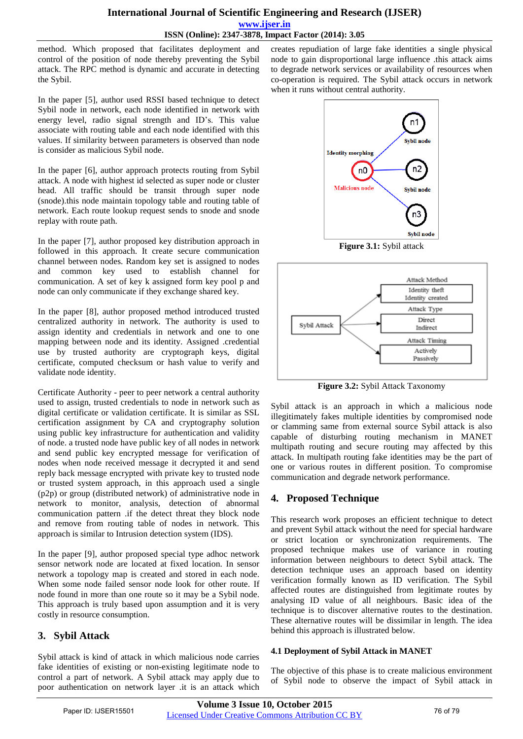method. Which proposed that facilitates deployment and control of the position of node thereby preventing the Sybil attack. The RPC method is dynamic and accurate in detecting the Sybil.

In the paper [5], author used RSSI based technique to detect Sybil node in network, each node identified in network with energy level, radio signal strength and ID's. This value associate with routing table and each node identified with this values. If similarity between parameters is observed than node is consider as malicious Sybil node.

In the paper [6], author approach protects routing from Sybil attack. A node with highest id selected as super node or cluster head. All traffic should be transit through super node (snode).this node maintain topology table and routing table of network. Each route lookup request sends to snode and snode replay with route path.

In the paper [7], author proposed key distribution approach in followed in this approach. It create secure communication channel between nodes. Random key set is assigned to nodes and common key used to establish channel for communication. A set of key k assigned form key pool p and node can only communicate if they exchange shared key.

In the paper [8], author proposed method introduced trusted centralized authority in network. The authority is used to assign identity and credentials in network and one to one mapping between node and its identity. Assigned .credential use by trusted authority are cryptograph keys, digital certificate, computed checksum or hash value to verify and validate node identity.

Certificate Authority - peer to peer network a central authority used to assign, trusted credentials to node in network such as digital certificate or validation certificate. It is similar as SSL certification assignment by CA and cryptography solution using public key infrastructure for authentication and validity of node. a trusted node have public key of all nodes in network and send public key encrypted message for verification of nodes when node received message it decrypted it and send reply back message encrypted with private key to trusted node or trusted system approach, in this approach used a single (p2p) or group (distributed network) of administrative node in network to monitor, analysis, detection of abnormal communication pattern .if the detect threat they block node and remove from routing table of nodes in network. This approach is similar to Intrusion detection system (IDS).

In the paper [9], author proposed special type adhoc network sensor network node are located at fixed location. In sensor network a topology map is created and stored in each node. When some node failed sensor node look for other route. If node found in more than one route so it may be a Sybil node. This approach is truly based upon assumption and it is very costly in resource consumption.

## 3. Sybil Attack

Sybil attack is kind of attack in which malicious node carries fake identities of existing or non-existing legitimate node to control a part of network. A Sybil attack may apply due to poor authentication on network layer .it is an attack which creates repudiation of large fake identities a single physical node to gain disproportional large influence .this attack aims to degrade network services or availability of resources when co-operation is required. The Sybil attack occurs in network when it runs without central authority.

**Figure 3.1:** Sybil attack

**Figure 3.2:** Sybil Attack Taxonomy

Sybil attack is an approach in which a malicious node illegitimately fakes multiple identities by compromised node or clamming same from external source Sybil attack is also capable of disturbing routing mechanism in MANET multipath routing and secure routing may affected by this attack. In multipath routing fake identities may be the part of one or various routes in different position. To compromise communication and degrade network performance.

## 4. Proposed Technique

This research work proposes an efficient technique to detect and prevent Sybil attack without the need for special hardware or strict location or synchronization requirements. The proposed technique makes use of variance in routing information between neighbours to detect Sybil attack. The detection technique uses an approach based on identity verification formally known as ID verification. The Sybil affected routes are distinguished from legitimate routes by analysing ID value of all neighbours. Basic idea of the technique is to discover alternative routes to the destination. These alternative routes will be dissimilar in length. The idea behind this approach is illustrated below.

### 4.1 Deployment of Sybil Attack in MANET

The objective of this phase is to create malicious environment of Sybil node to observe the impact of Sybil attack in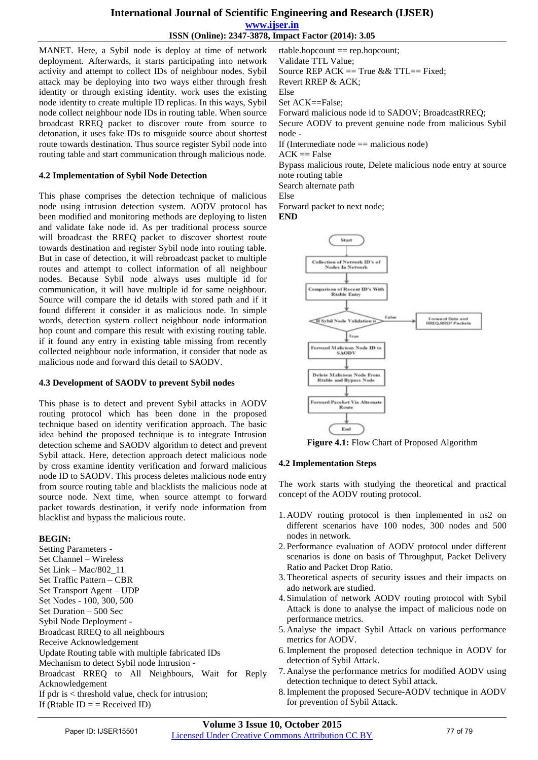MANET. Here, a Sybil node is deploy at time of network deployment. Afterwards, it starts participating into network activity and attempt to collect IDs of neighbour nodes. Sybil attack may be deploying into two ways either through fresh identity or through existing identity. work uses the existing node identity to create multiple ID replicas. In this ways, Sybil node collect neighbour node IDs in routing table. When source broadcast RREQ packet to discover route from source to detonation, it uses fake IDs to misguide source about shortest route towards destination. Thus source register Sybil node into routing table and start communication through malicious node.

### 4.2 Implementation of Sybil Node Detection

This phase comprises the detection technique of malicious node using intrusion detection system. AODV protocol has been modified and monitoring methods are deploying to listen and validate fake node id. As per traditional process source will broadcast the RREQ packet to discover shortest route towards destination and register Sybil node into routing table. But in case of detection, it will rebroadcast packet to multiple routes and attempt to collect information of all neighbour nodes. Because Sybil node always uses multiple id for communication, it will have multiple id for same neighbour. Source will compare the id details with stored path and if it found different it consider it as malicious node. In simple words, detection system collect neighbour node information hop count and compare this result with existing routing table. if it found any entry in existing table missing from recently collected neighbour node information, it consider that node as malicious node and forward this detail to SAODV.

### 4.3 Development of SAODV to prevent Sybil nodes

This phase is to detect and prevent Sybil attacks in AODV routing protocol which has been done in the proposed technique based on identity verification approach. The basic idea behind the proposed technique is to integrate Intrusion detection scheme and SAODV algorithm to detect and prevent Sybil attack. Here, detection approach detect malicious node by cross examine identity verification and forward malicious node ID to SAODV. This process deletes malicious node entry from source routing table and blacklists the malicious node at source node. Next time, when source attempt to forward packet towards destination, it verify node information from blacklist and bypass the malicious route.

**BEGIN:**  
Setting Parameters -  
Set Channel – Wireless  
Set Link – Mac/802_11  
Set Traffic Pattern – CBR  
Set Transport Agent – UDP  
Set Nodes - 100, 300, 500  
Set Duration – 500 Sec  
Sybil Node Deployment -  
Broadcast RREQ to all neighbours  
Receive Acknowledgement  
Update Routing table with multiple fabricated IDs  
Mechanism to detect Sybil node Intrusion -  
Broadcast RREQ to All Neighbours, Wait for Reply Acknowledgement  
If pdr is < threshold value, check for intrusion;  
If (Rtable ID = = Received ID)  
rtable.hopcount == rep.hopcount;  
Validate TTL Value;  
Source REP ACK == True && TTL== Fixed;  
Revert RREP & ACK;  
Else  
Set ACK==False;  
Forward malicious node id to SADOV; BroadcastRREQ;  
Secure AODV to prevent genuine node from malicious Sybil node -  
If (Intermediate node == malicious node)  
ACK == False  
Bypass malicious route, Delete malicious node entry at source note routing table  
Search alternate path  
Else  
Forward packet to next node;  
**END**

**Figure 4.1:** Flow Chart of Proposed Algorithm

### 4.2 Implementation Steps

The work starts with studying the theoretical and practical concept of the AODV routing protocol.

1. AODV routing protocol is then implemented in ns2 on different scenarios have 100 nodes, 300 nodes and 500 nodes in network.
2. Performance evaluation of AODV protocol under different scenarios is done on basis of Throughput, Packet Delivery Ratio and Packet Drop Ratio.
3. Theoretical aspects of security issues and their impacts on ado network are studied.
4. Simulation of network AODV routing protocol with Sybil Attack is done to analyse the impact of malicious node on performance metrics.
5. Analyse the impact Sybil Attack on various performance metrics for AODV.
6. Implement the proposed detection technique in AODV for detection of Sybil Attack.
7. Analyse the performance metrics for modified AODV using detection technique to detect Sybil attack.
8. Implement the proposed Secure-AODV technique in AODV for prevention of Sybil Attack.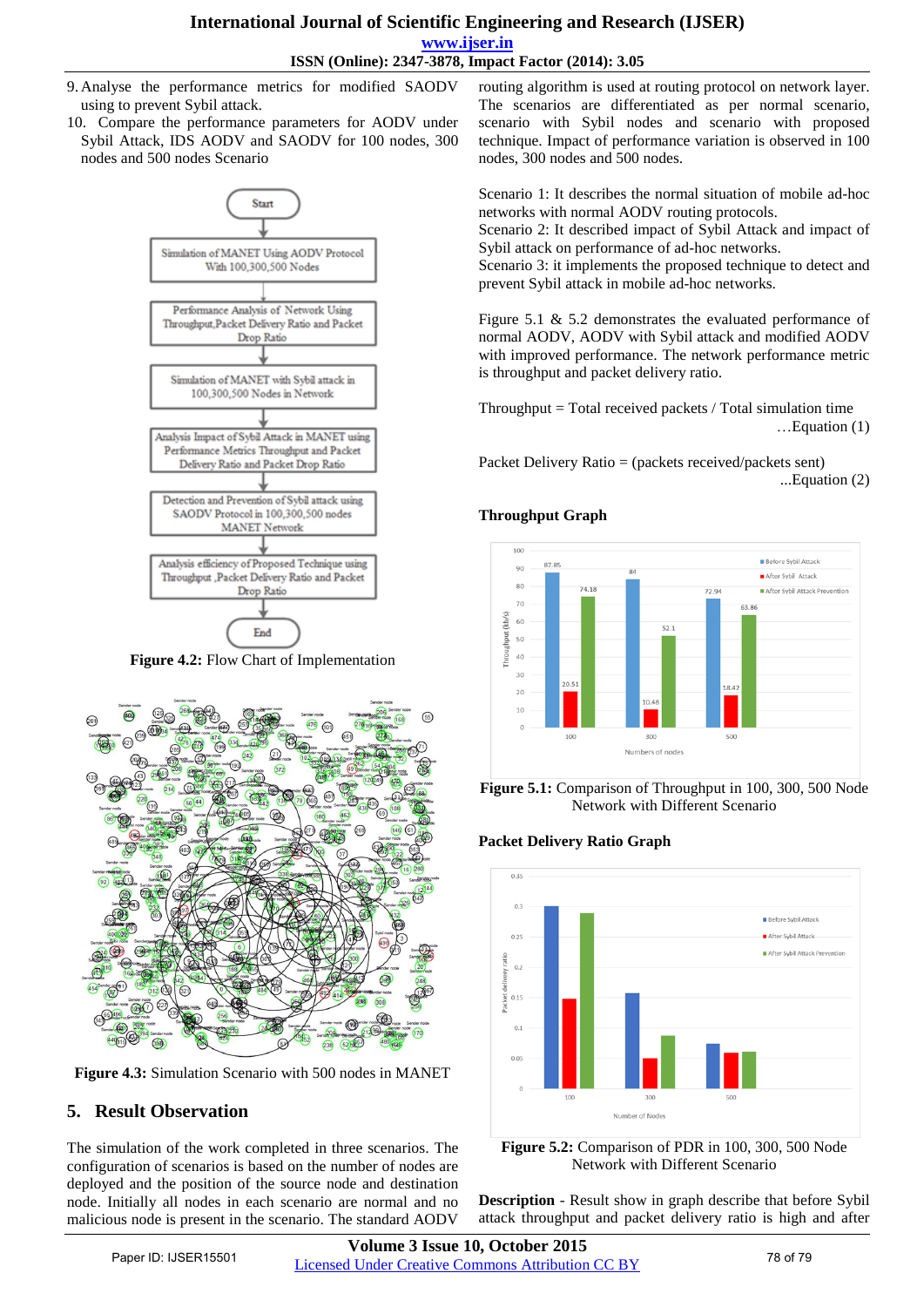9. Analyse the performance metrics for modified SAODV using to prevent Sybil attack.
10. Compare the performance parameters for AODV under Sybil Attack, IDS AODV and SAODV for 100 nodes, 300 nodes and 500 nodes Scenario

**Figure 4.2:** Flow Chart of Implementation

**Figure 4.3:** Simulation Scenario with 500 nodes in MANET

## 5. Result Observation

The simulation of the work completed in three scenarios. The configuration of scenarios is based on the number of nodes are deployed and the position of the source node and destination node. Initially all nodes in each scenario are normal and no malicious node is present in the scenario. The standard AODV routing algorithm is used at routing protocol on network layer. The scenarios are differentiated as per normal scenario, scenario with Sybil nodes and scenario with proposed technique. Impact of performance variation is observed in 100 nodes, 300 nodes and 500 nodes.

Scenario 1: It describes the normal situation of mobile ad-hoc networks with normal AODV routing protocols.
Scenario 2: It described impact of Sybil Attack and impact of Sybil attack on performance of ad-hoc networks.
Scenario 3: it implements the proposed technique to detect and prevent Sybil attack in mobile ad-hoc networks.

Figure 5.1 & 5.2 demonstrates the evaluated performance of normal AODV, AODV with Sybil attack and modified AODV with improved performance. The network performance metric is throughput and packet delivery ratio.

Throughput = Total received packets / Total simulation time
…Equation (1)

Packet Delivery Ratio = (packets received/packets sent)
...Equation (2)

**Throughput Graph**

**Figure 5.1:** Comparison of Throughput in 100, 300, 500 Node Network with Different Scenario

**Packet Delivery Ratio Graph**

**Figure 5.2:** Comparison of PDR in 100, 300, 500 Node Network with Different Scenario

**Description** - Result show in graph describe that before Sybil attack throughput and packet delivery ratio is high and after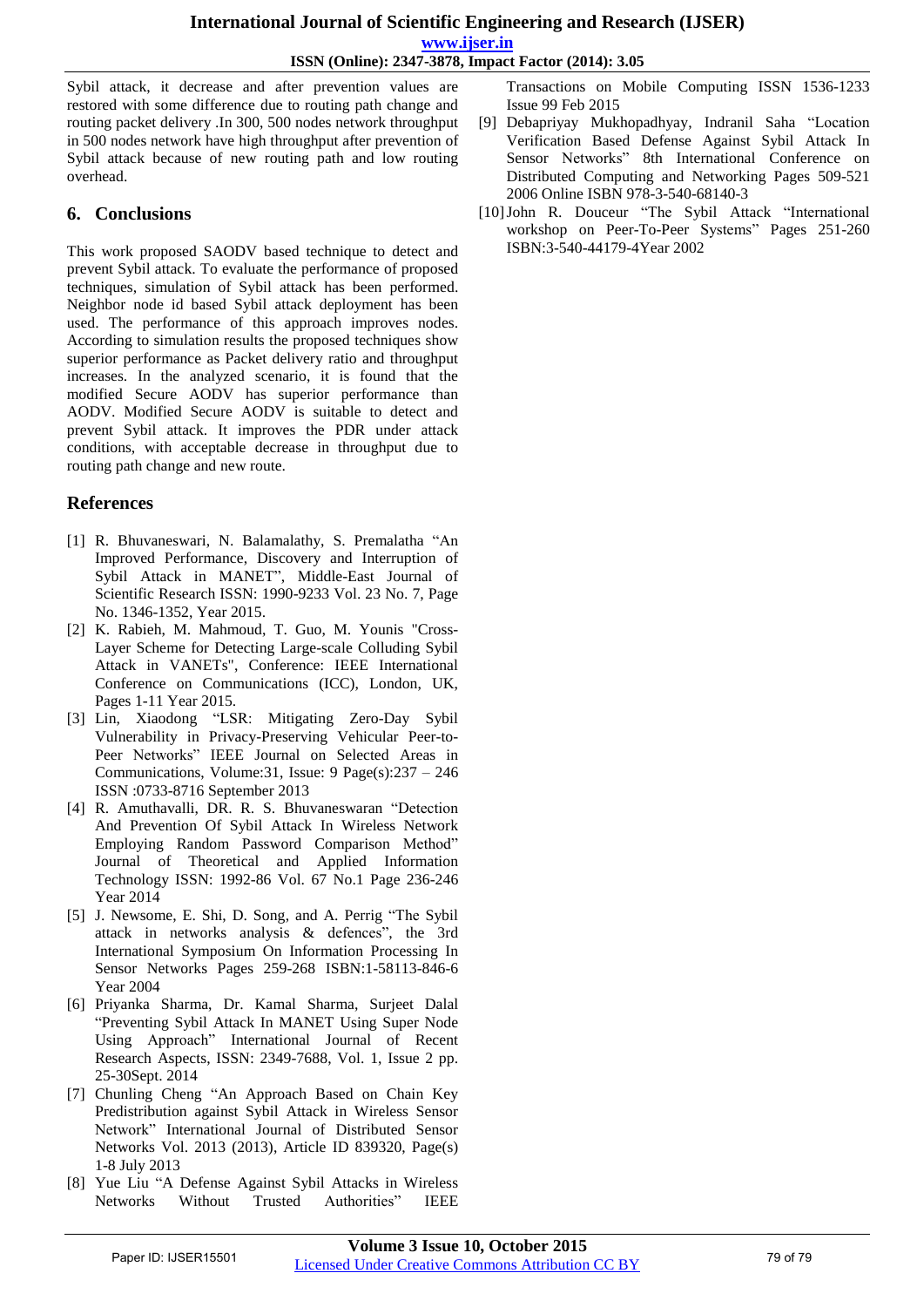Sybil attack, it decrease and after prevention values are restored with some difference due to routing path change and routing packet delivery .In 300, 500 nodes network throughput in 500 nodes network have high throughput after prevention of Sybil attack because of new routing path and low routing overhead.

## 6. Conclusions

This work proposed SAODV based technique to detect and prevent Sybil attack. To evaluate the performance of proposed techniques, simulation of Sybil attack has been performed. Neighbor node id based Sybil attack deployment has been used. The performance of this approach improves nodes. According to simulation results the proposed techniques show superior performance as Packet delivery ratio and throughput increases. In the analyzed scenario, it is found that the modified Secure AODV has superior performance than AODV. Modified Secure AODV is suitable to detect and prevent Sybil attack. It improves the PDR under attack conditions, with acceptable decrease in throughput due to routing path change and new route.

## References

[1] R. Bhuvaneswari, N. Balamalathy, S. Premalatha "An Improved Performance, Discovery and Interruption of Sybil Attack in MANET", Middle-East Journal of Scientific Research ISSN: 1990-9233 Vol. 23 No. 7, Page No. 1346-1352, Year 2015.

[2] K. Rabieh, M. Mahmoud, T. Guo, M. Younis "Cross-Layer Scheme for Detecting Large-scale Colluding Sybil Attack in VANETs", Conference: IEEE International Conference on Communications (ICC), London, UK, Pages 1-11 Year 2015.

[3] Lin, Xiaodong "LSR: Mitigating Zero-Day Sybil Vulnerability in Privacy-Preserving Vehicular Peer-to-Peer Networks" IEEE Journal on Selected Areas in Communications, Volume:31, Issue: 9 Page(s):237 – 246 ISSN :0733-8716 September 2013

[4] R. Amuthavalli, DR. R. S. Bhuvaneswaran "Detection And Prevention Of Sybil Attack In Wireless Network Employing Random Password Comparison Method" Journal of Theoretical and Applied Information Technology ISSN: 1992-86 Vol. 67 No.1 Page 236-246 Year 2014

[5] J. Newsome, E. Shi, D. Song, and A. Perrig "The Sybil attack in networks analysis & defences", the 3rd International Symposium On Information Processing In Sensor Networks Pages 259-268 ISBN:1-58113-846-6 Year 2004

[6] Priyanka Sharma, Dr. Kamal Sharma, Surjeet Dalal "Preventing Sybil Attack In MANET Using Super Node Using Approach" International Journal of Recent Research Aspects, ISSN: 2349-7688, Vol. 1, Issue 2 pp. 25-30Sept. 2014

[7] Chunling Cheng "An Approach Based on Chain Key Predistribution against Sybil Attack in Wireless Sensor Network" International Journal of Distributed Sensor Networks Vol. 2013 (2013), Article ID 839320, Page(s) 1-8 July 2013

[8] Yue Liu "A Defense Against Sybil Attacks in Wireless Networks Without Trusted Authorities" IEEE Transactions on Mobile Computing ISSN 1536-1233 Issue 99 Feb 2015

[9] Debapriyay Mukhopadhyay, Indranil Saha "Location Verification Based Defense Against Sybil Attack In Sensor Networks" 8th International Conference on Distributed Computing and Networking Pages 509-521 2006 Online ISBN 978-3-540-68140-3

[10] John R. Douceur "The Sybil Attack "International workshop on Peer-To-Peer Systems" Pages 251-260 ISBN:3-540-44179-4Year 2002